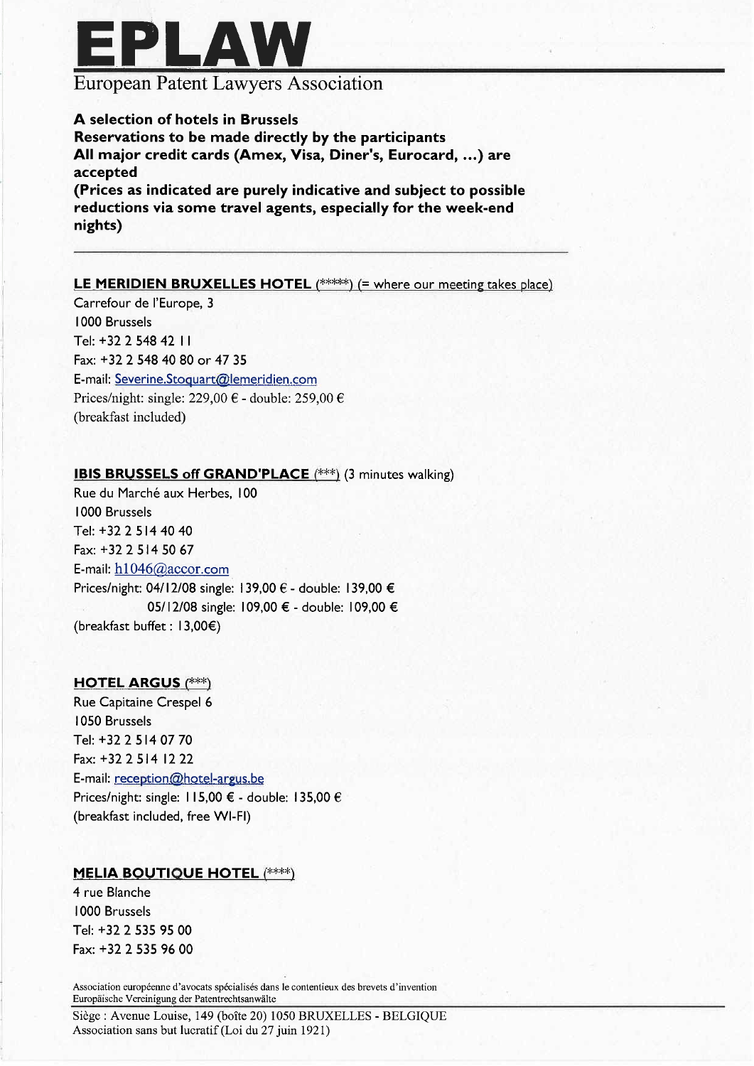# EPLAW

European Patent Lawyers Association

**A selection of hotels in Brussels**
**Reservations to be made directly by the participants**
**All major credit cards (Amex, Visa, Diner's, Eurocard, ...) are accepted**
**(Prices as indicated are purely indicative and subject to possible reductions via some travel agents, especially for the week-end nights)**

---

**LE MERIDIEN BRUXELLES HOTEL** (*****) (= where our meeting takes place)

Carrefour de l'Europe, 3
1000 Brussels
Tel: +32 2 548 42 11
Fax: +32 2 548 40 80 or 47 35
E-mail: Severine.Stoquart@lemeridien.com
Prices/night: single: 229,00 € - double: 259,00 €
(breakfast included)

**IBIS BRUSSELS off GRAND'PLACE** (***) (3 minutes walking)

Rue du Marché aux Herbes, 100
1000 Brussels
Tel: +32 2 514 40 40
Fax: +32 2 514 50 67
E-mail: h1046@accor.com
Prices/night: 04/12/08 single: 139,00 € - double: 139,00 €
05/12/08 single: 109,00 € - double: 109,00 €
(breakfast buffet : 13,00€)

**HOTEL ARGUS** (***)

Rue Capitaine Crespel 6
1050 Brussels
Tel: +32 2 514 07 70
Fax: +32 2 514 12 22
E-mail: reception@hotel-argus.be
Prices/night: single: 115,00 € - double: 135,00 €
(breakfast included, free WI-FI)

**MELIA BOUTIQUE HOTEL** (****)

4 rue Blanche
1000 Brussels
Tel: +32 2 535 95 00
Fax: +32 2 535 96 00

Association européenne d'avocats spécialisés dans le contentieux des brevets d'invention
Europäische Vereinigung der Patentrechtsanwälte

Siège : Avenue Louise, 149 (boîte 20) 1050 BRUXELLES - BELGIQUE
Association sans but lucratif (Loi du 27 juin 1921)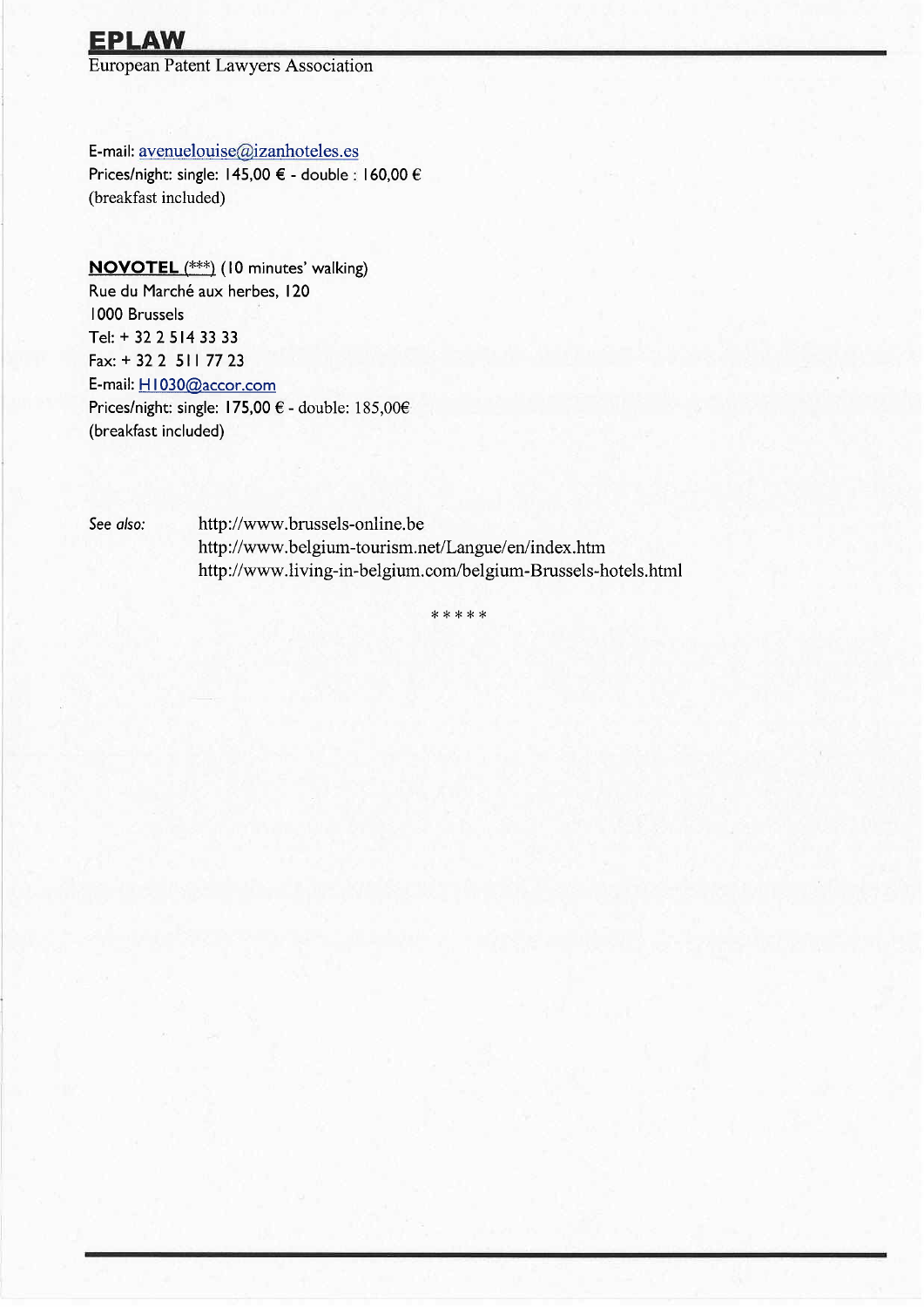E-mail: avenuelouise@izanhoteles.es
Prices/night: single: 145,00 € - double : 160,00 €
(breakfast included)

**NOVOTEL** (***) (10 minutes' walking)
Rue du Marché aux herbes, 120
1000 Brussels
Tel: + 32 2 514 33 33
Fax: + 32 2 511 77 23
E-mail: H1030@accor.com
Prices/night: single: 175,00 € - double: 185,00€
(breakfast included)

*See also:* http://www.brussels-online.be
http://www.belgium-tourism.net/Langue/en/index.htm
http://www.living-in-belgium.com/belgium-Brussels-hotels.html

*****